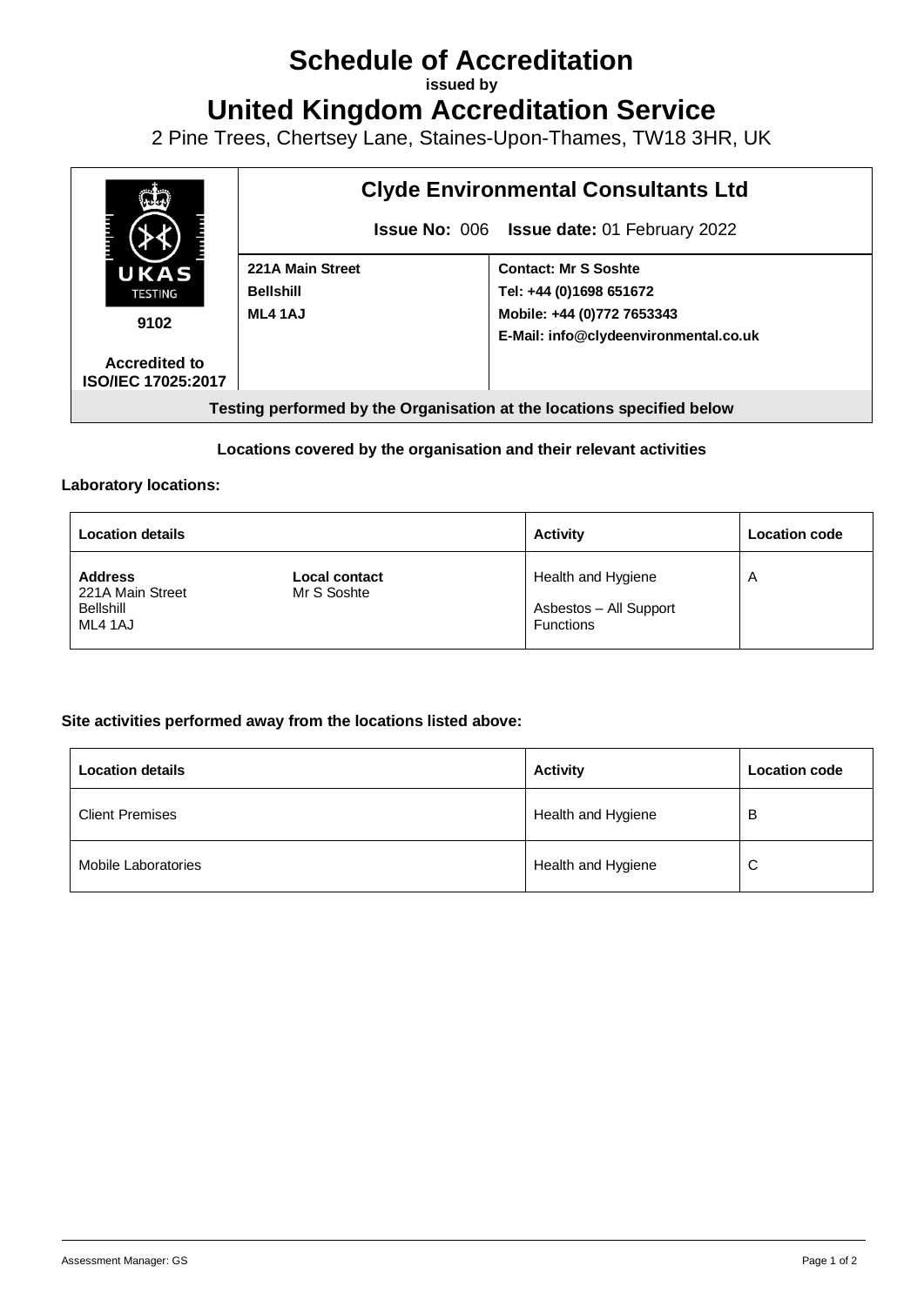# Schedule of Accreditation

**issued by**

# United Kingdom Accreditation Service

2 Pine Trees, Chertsey Lane, Staines-Upon-Thames, TW18 3HR, UK

| UKAS TESTING 9102 Accredited to ISO/IEC 17025:2017 | **Clyde Environmental Consultants Ltd** **Issue No:** 006 **Issue date:** 01 February 2022 | |
|---|---|---|
| | **221A Main Street** **Bellshill** **ML4 1AJ** | **Contact: Mr S Soshte** **Tel: +44 (0)1698 651672** **Mobile: +44 (0)772 7653343** **E-Mail: info@clydeenvironmental.co.uk** |
| **Testing performed by the Organisation at the locations specified below** | | |

**Locations covered by the organisation and their relevant activities**

**Laboratory locations:**

| Location details | | Activity | Location code |
|---|---|---|---|
| **Address** 221A Main Street Bellshill ML4 1AJ | **Local contact** Mr S Soshte | Health and Hygiene Asbestos – All Support Functions | A |

**Site activities performed away from the locations listed above:**

| Location details | Activity | Location code |
|---|---|---|
| Client Premises | Health and Hygiene | B |
| Mobile Laboratories | Health and Hygiene | C |

Assessment Manager: GS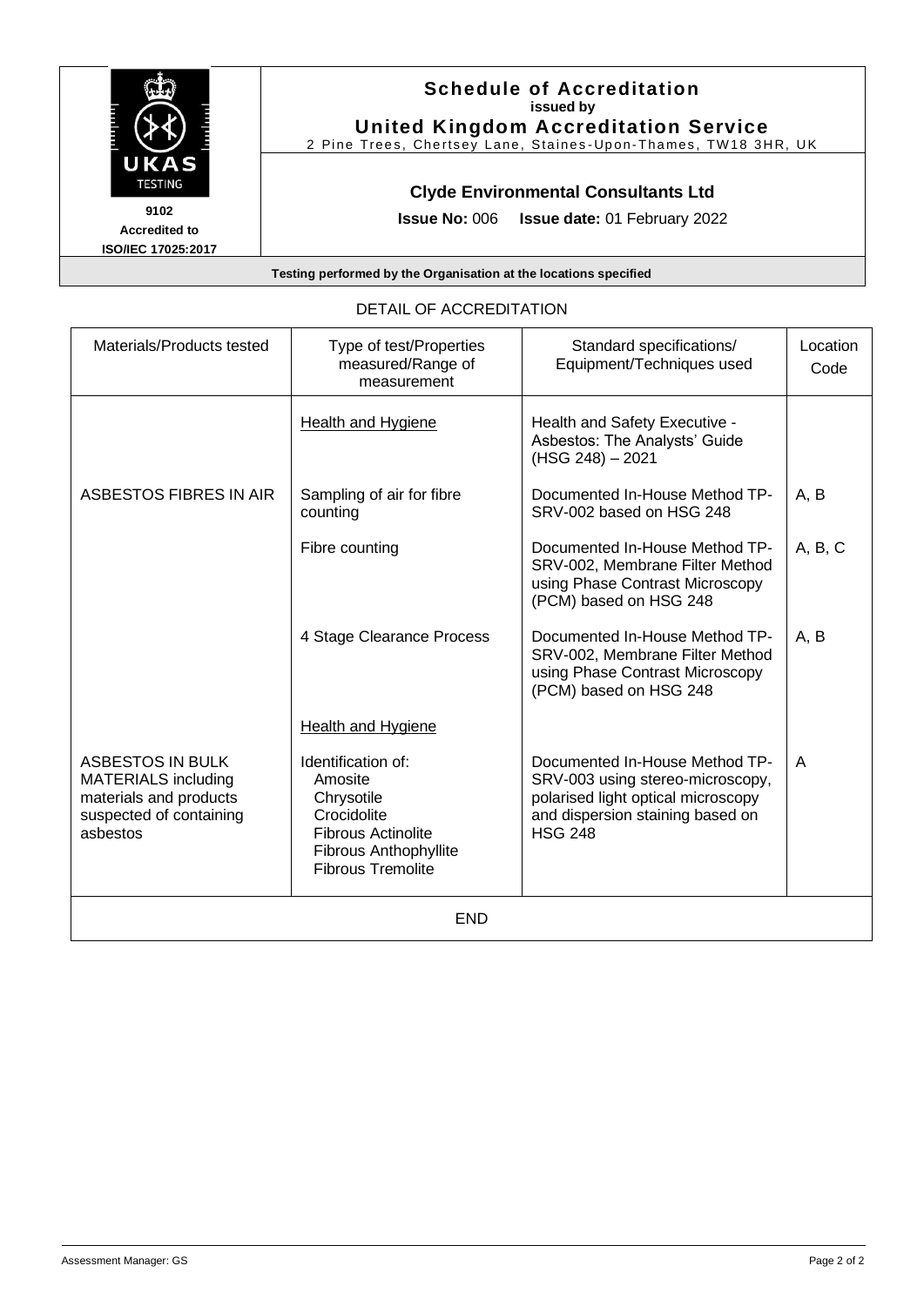**Schedule of Accreditation**
**issued by**
**United Kingdom Accreditation Service**
2 Pine Trees, Chertsey Lane, Staines-Upon-Thames, TW18 3HR, UK

UKAS TESTING
**9102**
**Accredited to**
**ISO/IEC 17025:2017**

**Clyde Environmental Consultants Ltd**

**Issue No:** 006 **Issue date:** 01 February 2022

**Testing performed by the Organisation at the locations specified**

DETAIL OF ACCREDITATION

| Materials/Products tested | Type of test/Properties measured/Range of measurement | Standard specifications/ Equipment/Techniques used | Location Code |
|---|---|---|---|
| | Health and Hygiene | Health and Safety Executive - Asbestos: The Analysts' Guide (HSG 248) – 2021 | |
| ASBESTOS FIBRES IN AIR | Sampling of air for fibre counting | Documented In-House Method TP-SRV-002 based on HSG 248 | A, B |
| | Fibre counting | Documented In-House Method TP-SRV-002, Membrane Filter Method using Phase Contrast Microscopy (PCM) based on HSG 248 | A, B, C |
| | 4 Stage Clearance Process | Documented In-House Method TP-SRV-002, Membrane Filter Method using Phase Contrast Microscopy (PCM) based on HSG 248 | A, B |
| | Health and Hygiene | | |
| ASBESTOS IN BULK MATERIALS including materials and products suspected of containing asbestos | Identification of: Amosite, Chrysotile, Crocidolite, Fibrous Actinolite, Fibrous Anthophyllite, Fibrous Tremolite | Documented In-House Method TP-SRV-003 using stereo-microscopy, polarised light optical microscopy and dispersion staining based on HSG 248 | A |

END

Assessment Manager: GS